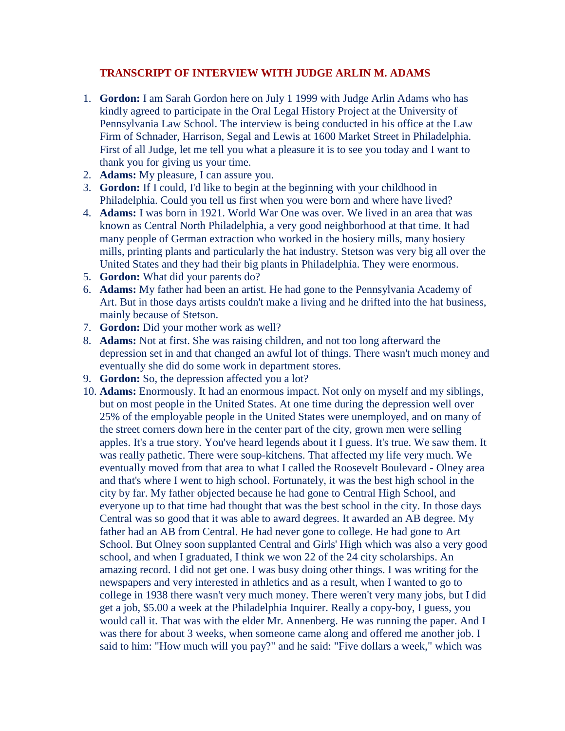## TRANSCRIPT OF INTERVIEW WITH JUDGE ARLIN M. ADAMS

1. **Gordon:** I am Sarah Gordon here on July 1 1999 with Judge Arlin Adams who has kindly agreed to participate in the Oral Legal History Project at the University of Pennsylvania Law School. The interview is being conducted in his office at the Law Firm of Schnader, Harrison, Segal and Lewis at 1600 Market Street in Philadelphia. First of all Judge, let me tell you what a pleasure it is to see you today and I want to thank you for giving us your time.
2. **Adams:** My pleasure, I can assure you.
3. **Gordon:** If I could, I'd like to begin at the beginning with your childhood in Philadelphia. Could you tell us first when you were born and where have lived?
4. **Adams:** I was born in 1921. World War One was over. We lived in an area that was known as Central North Philadelphia, a very good neighborhood at that time. It had many people of German extraction who worked in the hosiery mills, many hosiery mills, printing plants and particularly the hat industry. Stetson was very big all over the United States and they had their big plants in Philadelphia. They were enormous.
5. **Gordon:** What did your parents do?
6. **Adams:** My father had been an artist. He had gone to the Pennsylvania Academy of Art. But in those days artists couldn't make a living and he drifted into the hat business, mainly because of Stetson.
7. **Gordon:** Did your mother work as well?
8. **Adams:** Not at first. She was raising children, and not too long afterward the depression set in and that changed an awful lot of things. There wasn't much money and eventually she did do some work in department stores.
9. **Gordon:** So, the depression affected you a lot?
10. **Adams:** Enormously. It had an enormous impact. Not only on myself and my siblings, but on most people in the United States. At one time during the depression well over 25% of the employable people in the United States were unemployed, and on many of the street corners down here in the center part of the city, grown men were selling apples. It's a true story. You've heard legends about it I guess. It's true. We saw them. It was really pathetic. There were soup-kitchens. That affected my life very much. We eventually moved from that area to what I called the Roosevelt Boulevard - Olney area and that's where I went to high school. Fortunately, it was the best high school in the city by far. My father objected because he had gone to Central High School, and everyone up to that time had thought that was the best school in the city. In those days Central was so good that it was able to award degrees. It awarded an AB degree. My father had an AB from Central. He had never gone to college. He had gone to Art School. But Olney soon supplanted Central and Girls' High which was also a very good school, and when I graduated, I think we won 22 of the 24 city scholarships. An amazing record. I did not get one. I was busy doing other things. I was writing for the newspapers and very interested in athletics and as a result, when I wanted to go to college in 1938 there wasn't very much money. There weren't very many jobs, but I did get a job, $5.00 a week at the Philadelphia Inquirer. Really a copy-boy, I guess, you would call it. That was with the elder Mr. Annenberg. He was running the paper. And I was there for about 3 weeks, when someone came along and offered me another job. I said to him: "How much will you pay?" and he said: "Five dollars a week," which was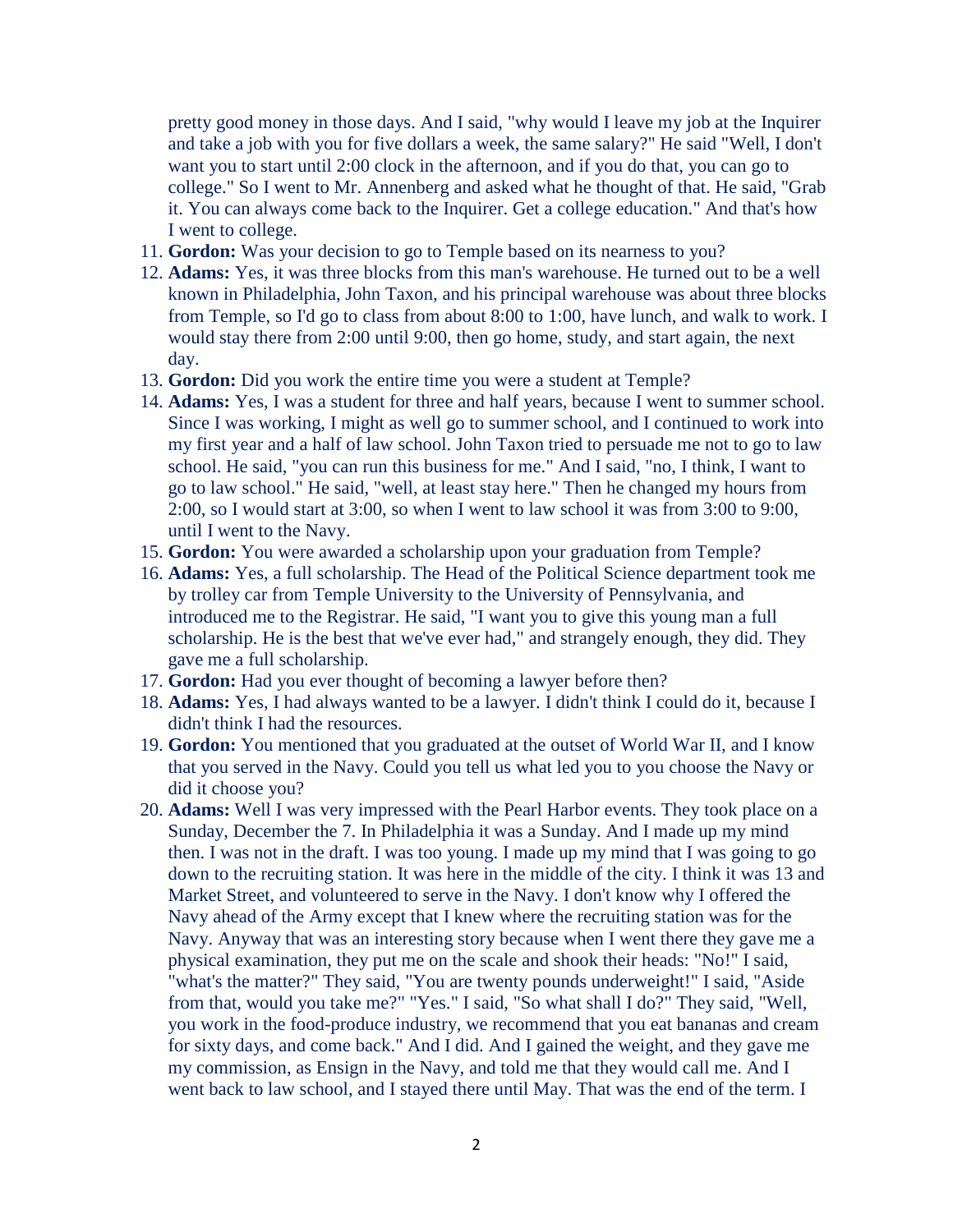pretty good money in those days. And I said, "why would I leave my job at the Inquirer and take a job with you for five dollars a week, the same salary?" He said "Well, I don't want you to start until 2:00 clock in the afternoon, and if you do that, you can go to college." So I went to Mr. Annenberg and asked what he thought of that. He said, "Grab it. You can always come back to the Inquirer. Get a college education." And that's how I went to college.

11. **Gordon:** Was your decision to go to Temple based on its nearness to you?
12. **Adams:** Yes, it was three blocks from this man's warehouse. He turned out to be a well known in Philadelphia, John Taxon, and his principal warehouse was about three blocks from Temple, so I'd go to class from about 8:00 to 1:00, have lunch, and walk to work. I would stay there from 2:00 until 9:00, then go home, study, and start again, the next day.
13. **Gordon:** Did you work the entire time you were a student at Temple?
14. **Adams:** Yes, I was a student for three and half years, because I went to summer school. Since I was working, I might as well go to summer school, and I continued to work into my first year and a half of law school. John Taxon tried to persuade me not to go to law school. He said, "you can run this business for me." And I said, "no, I think, I want to go to law school." He said, "well, at least stay here." Then he changed my hours from 2:00, so I would start at 3:00, so when I went to law school it was from 3:00 to 9:00, until I went to the Navy.
15. **Gordon:** You were awarded a scholarship upon your graduation from Temple?
16. **Adams:** Yes, a full scholarship. The Head of the Political Science department took me by trolley car from Temple University to the University of Pennsylvania, and introduced me to the Registrar. He said, "I want you to give this young man a full scholarship. He is the best that we've ever had," and strangely enough, they did. They gave me a full scholarship.
17. **Gordon:** Had you ever thought of becoming a lawyer before then?
18. **Adams:** Yes, I had always wanted to be a lawyer. I didn't think I could do it, because I didn't think I had the resources.
19. **Gordon:** You mentioned that you graduated at the outset of World War II, and I know that you served in the Navy. Could you tell us what led you to you choose the Navy or did it choose you?
20. **Adams:** Well I was very impressed with the Pearl Harbor events. They took place on a Sunday, December the 7. In Philadelphia it was a Sunday. And I made up my mind then. I was not in the draft. I was too young. I made up my mind that I was going to go down to the recruiting station. It was here in the middle of the city. I think it was 13 and Market Street, and volunteered to serve in the Navy. I don't know why I offered the Navy ahead of the Army except that I knew where the recruiting station was for the Navy. Anyway that was an interesting story because when I went there they gave me a physical examination, they put me on the scale and shook their heads: "No!" I said, "what's the matter?" They said, "You are twenty pounds underweight!" I said, "Aside from that, would you take me?" "Yes." I said, "So what shall I do?" They said, "Well, you work in the food-produce industry, we recommend that you eat bananas and cream for sixty days, and come back." And I did. And I gained the weight, and they gave me my commission, as Ensign in the Navy, and told me that they would call me. And I went back to law school, and I stayed there until May. That was the end of the term. I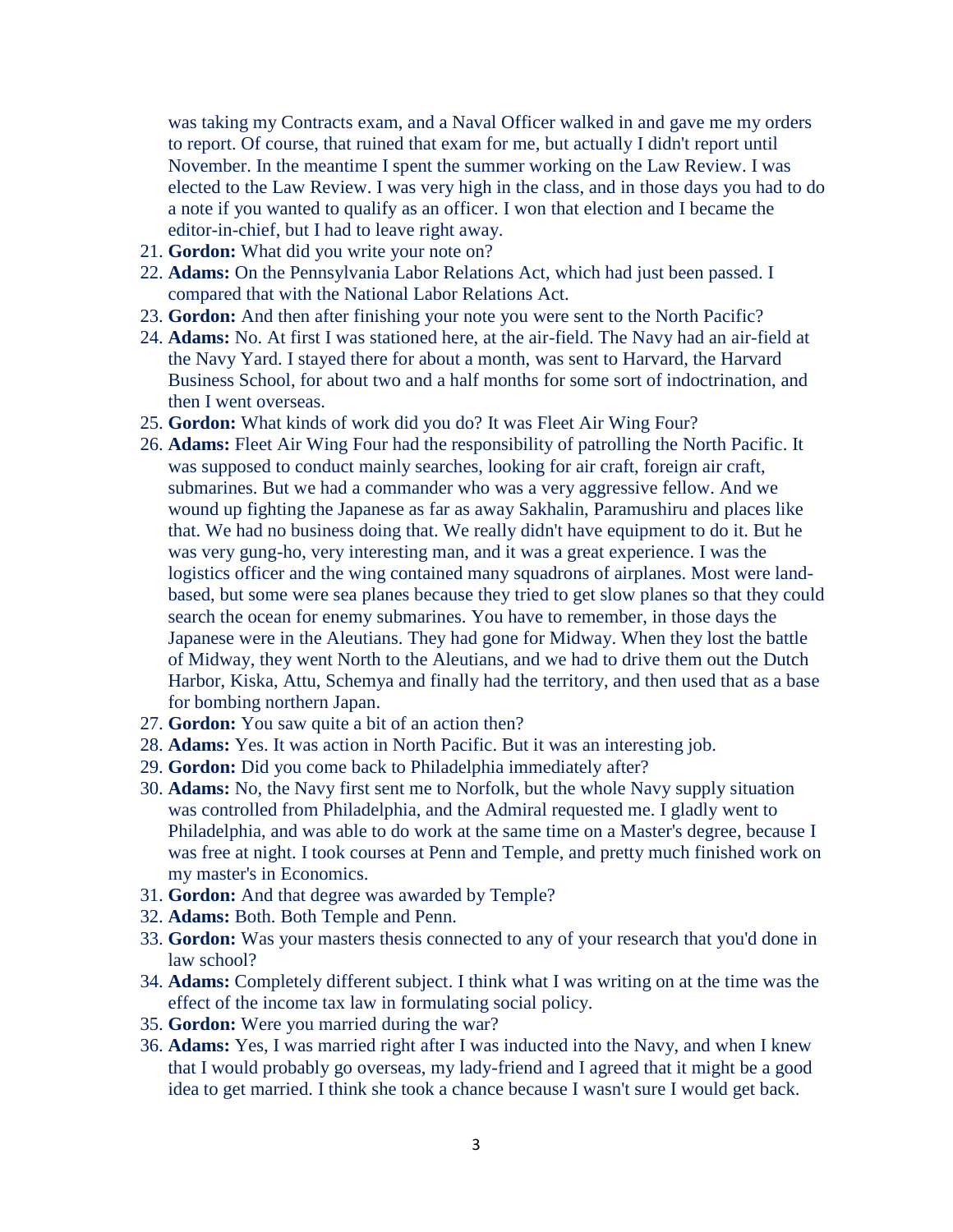was taking my Contracts exam, and a Naval Officer walked in and gave me my orders to report. Of course, that ruined that exam for me, but actually I didn't report until November. In the meantime I spent the summer working on the Law Review. I was elected to the Law Review. I was very high in the class, and in those days you had to do a note if you wanted to qualify as an officer. I won that election and I became the editor-in-chief, but I had to leave right away.

21. **Gordon:** What did you write your note on?
22. **Adams:** On the Pennsylvania Labor Relations Act, which had just been passed. I compared that with the National Labor Relations Act.
23. **Gordon:** And then after finishing your note you were sent to the North Pacific?
24. **Adams:** No. At first I was stationed here, at the air-field. The Navy had an air-field at the Navy Yard. I stayed there for about a month, was sent to Harvard, the Harvard Business School, for about two and a half months for some sort of indoctrination, and then I went overseas.
25. **Gordon:** What kinds of work did you do? It was Fleet Air Wing Four?
26. **Adams:** Fleet Air Wing Four had the responsibility of patrolling the North Pacific. It was supposed to conduct mainly searches, looking for air craft, foreign air craft, submarines. But we had a commander who was a very aggressive fellow. And we wound up fighting the Japanese as far as away Sakhalin, Paramushiru and places like that. We had no business doing that. We really didn't have equipment to do it. But he was very gung-ho, very interesting man, and it was a great experience. I was the logistics officer and the wing contained many squadrons of airplanes. Most were land-based, but some were sea planes because they tried to get slow planes so that they could search the ocean for enemy submarines. You have to remember, in those days the Japanese were in the Aleutians. They had gone for Midway. When they lost the battle of Midway, they went North to the Aleutians, and we had to drive them out the Dutch Harbor, Kiska, Attu, Schemya and finally had the territory, and then used that as a base for bombing northern Japan.
27. **Gordon:** You saw quite a bit of an action then?
28. **Adams:** Yes. It was action in North Pacific. But it was an interesting job.
29. **Gordon:** Did you come back to Philadelphia immediately after?
30. **Adams:** No, the Navy first sent me to Norfolk, but the whole Navy supply situation was controlled from Philadelphia, and the Admiral requested me. I gladly went to Philadelphia, and was able to do work at the same time on a Master's degree, because I was free at night. I took courses at Penn and Temple, and pretty much finished work on my master's in Economics.
31. **Gordon:** And that degree was awarded by Temple?
32. **Adams:** Both. Both Temple and Penn.
33. **Gordon:** Was your masters thesis connected to any of your research that you'd done in law school?
34. **Adams:** Completely different subject. I think what I was writing on at the time was the effect of the income tax law in formulating social policy.
35. **Gordon:** Were you married during the war?
36. **Adams:** Yes, I was married right after I was inducted into the Navy, and when I knew that I would probably go overseas, my lady-friend and I agreed that it might be a good idea to get married. I think she took a chance because I wasn't sure I would get back.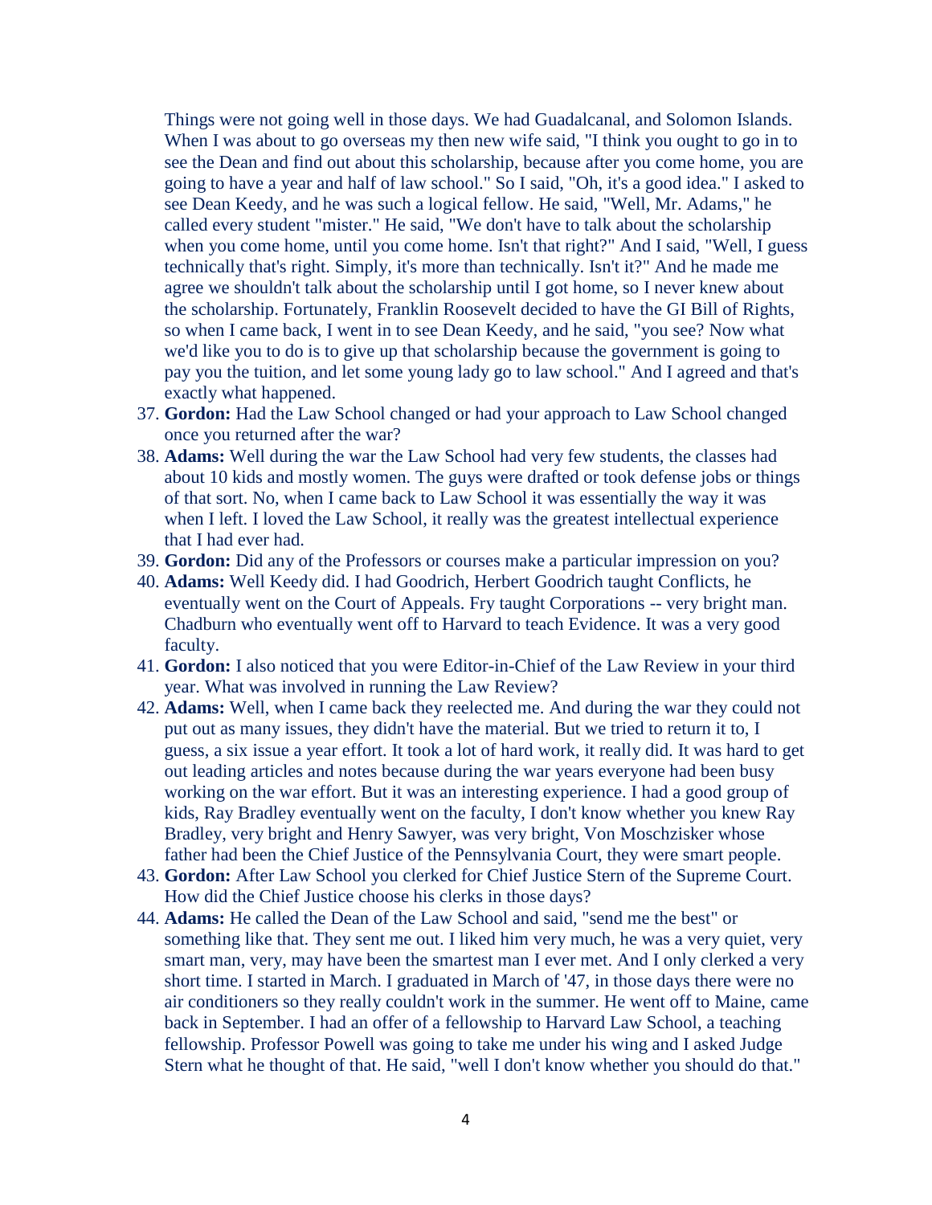Things were not going well in those days. We had Guadalcanal, and Solomon Islands. When I was about to go overseas my then new wife said, "I think you ought to go in to see the Dean and find out about this scholarship, because after you come home, you are going to have a year and half of law school." So I said, "Oh, it's a good idea." I asked to see Dean Keedy, and he was such a logical fellow. He said, "Well, Mr. Adams," he called every student "mister." He said, "We don't have to talk about the scholarship when you come home, until you come home. Isn't that right?" And I said, "Well, I guess technically that's right. Simply, it's more than technically. Isn't it?" And he made me agree we shouldn't talk about the scholarship until I got home, so I never knew about the scholarship. Fortunately, Franklin Roosevelt decided to have the GI Bill of Rights, so when I came back, I went in to see Dean Keedy, and he said, "you see? Now what we'd like you to do is to give up that scholarship because the government is going to pay you the tuition, and let some young lady go to law school." And I agreed and that's exactly what happened.

37. **Gordon:** Had the Law School changed or had your approach to Law School changed once you returned after the war?
38. **Adams:** Well during the war the Law School had very few students, the classes had about 10 kids and mostly women. The guys were drafted or took defense jobs or things of that sort. No, when I came back to Law School it was essentially the way it was when I left. I loved the Law School, it really was the greatest intellectual experience that I had ever had.
39. **Gordon:** Did any of the Professors or courses make a particular impression on you?
40. **Adams:** Well Keedy did. I had Goodrich, Herbert Goodrich taught Conflicts, he eventually went on the Court of Appeals. Fry taught Corporations -- very bright man. Chadburn who eventually went off to Harvard to teach Evidence. It was a very good faculty.
41. **Gordon:** I also noticed that you were Editor-in-Chief of the Law Review in your third year. What was involved in running the Law Review?
42. **Adams:** Well, when I came back they reelected me. And during the war they could not put out as many issues, they didn't have the material. But we tried to return it to, I guess, a six issue a year effort. It took a lot of hard work, it really did. It was hard to get out leading articles and notes because during the war years everyone had been busy working on the war effort. But it was an interesting experience. I had a good group of kids, Ray Bradley eventually went on the faculty, I don't know whether you knew Ray Bradley, very bright and Henry Sawyer, was very bright, Von Moschzisker whose father had been the Chief Justice of the Pennsylvania Court, they were smart people.
43. **Gordon:** After Law School you clerked for Chief Justice Stern of the Supreme Court. How did the Chief Justice choose his clerks in those days?
44. **Adams:** He called the Dean of the Law School and said, "send me the best" or something like that. They sent me out. I liked him very much, he was a very quiet, very smart man, very, may have been the smartest man I ever met. And I only clerked a very short time. I started in March. I graduated in March of '47, in those days there were no air conditioners so they really couldn't work in the summer. He went off to Maine, came back in September. I had an offer of a fellowship to Harvard Law School, a teaching fellowship. Professor Powell was going to take me under his wing and I asked Judge Stern what he thought of that. He said, "well I don't know whether you should do that."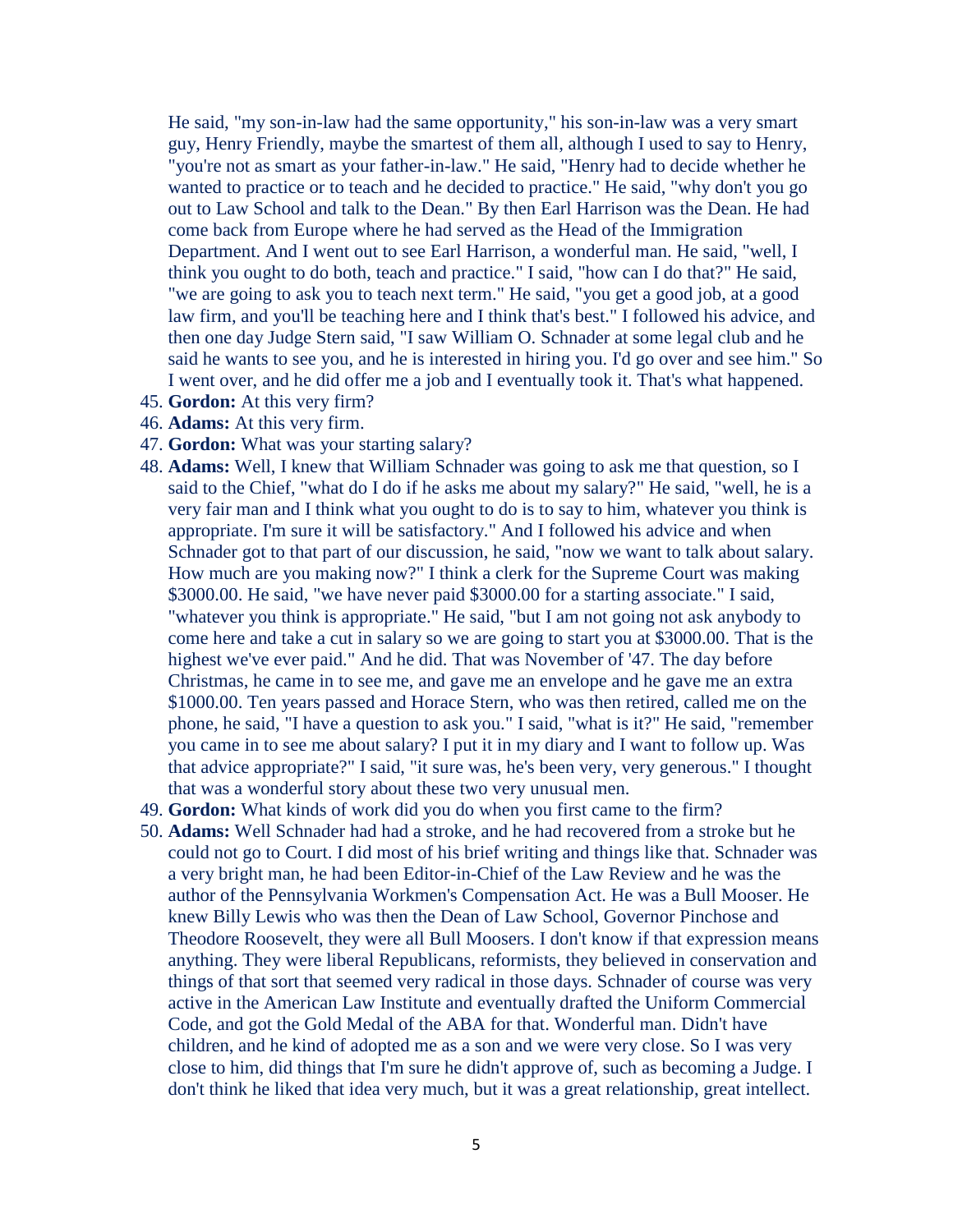He said, "my son-in-law had the same opportunity," his son-in-law was a very smart guy, Henry Friendly, maybe the smartest of them all, although I used to say to Henry, "you're not as smart as your father-in-law." He said, "Henry had to decide whether he wanted to practice or to teach and he decided to practice." He said, "why don't you go out to Law School and talk to the Dean." By then Earl Harrison was the Dean. He had come back from Europe where he had served as the Head of the Immigration Department. And I went out to see Earl Harrison, a wonderful man. He said, "well, I think you ought to do both, teach and practice." I said, "how can I do that?" He said, "we are going to ask you to teach next term." He said, "you get a good job, at a good law firm, and you'll be teaching here and I think that's best." I followed his advice, and then one day Judge Stern said, "I saw William O. Schnader at some legal club and he said he wants to see you, and he is interested in hiring you. I'd go over and see him." So I went over, and he did offer me a job and I eventually took it. That's what happened.

45. **Gordon:** At this very firm?
46. **Adams:** At this very firm.
47. **Gordon:** What was your starting salary?
48. **Adams:** Well, I knew that William Schnader was going to ask me that question, so I said to the Chief, "what do I do if he asks me about my salary?" He said, "well, he is a very fair man and I think what you ought to do is to say to him, whatever you think is appropriate. I'm sure it will be satisfactory." And I followed his advice and when Schnader got to that part of our discussion, he said, "now we want to talk about salary. How much are you making now?" I think a clerk for the Supreme Court was making $3000.00. He said, "we have never paid $3000.00 for a starting associate." I said, "whatever you think is appropriate." He said, "but I am not going not ask anybody to come here and take a cut in salary so we are going to start you at $3000.00. That is the highest we've ever paid." And he did. That was November of '47. The day before Christmas, he came in to see me, and gave me an envelope and he gave me an extra $1000.00. Ten years passed and Horace Stern, who was then retired, called me on the phone, he said, "I have a question to ask you." I said, "what is it?" He said, "remember you came in to see me about salary? I put it in my diary and I want to follow up. Was that advice appropriate?" I said, "it sure was, he's been very, very generous." I thought that was a wonderful story about these two very unusual men.
49. **Gordon:** What kinds of work did you do when you first came to the firm?
50. **Adams:** Well Schnader had had a stroke, and he had recovered from a stroke but he could not go to Court. I did most of his brief writing and things like that. Schnader was a very bright man, he had been Editor-in-Chief of the Law Review and he was the author of the Pennsylvania Workmen's Compensation Act. He was a Bull Mooser. He knew Billy Lewis who was then the Dean of Law School, Governor Pinchose and Theodore Roosevelt, they were all Bull Moosers. I don't know if that expression means anything. They were liberal Republicans, reformists, they believed in conservation and things of that sort that seemed very radical in those days. Schnader of course was very active in the American Law Institute and eventually drafted the Uniform Commercial Code, and got the Gold Medal of the ABA for that. Wonderful man. Didn't have children, and he kind of adopted me as a son and we were very close. So I was very close to him, did things that I'm sure he didn't approve of, such as becoming a Judge. I don't think he liked that idea very much, but it was a great relationship, great intellect.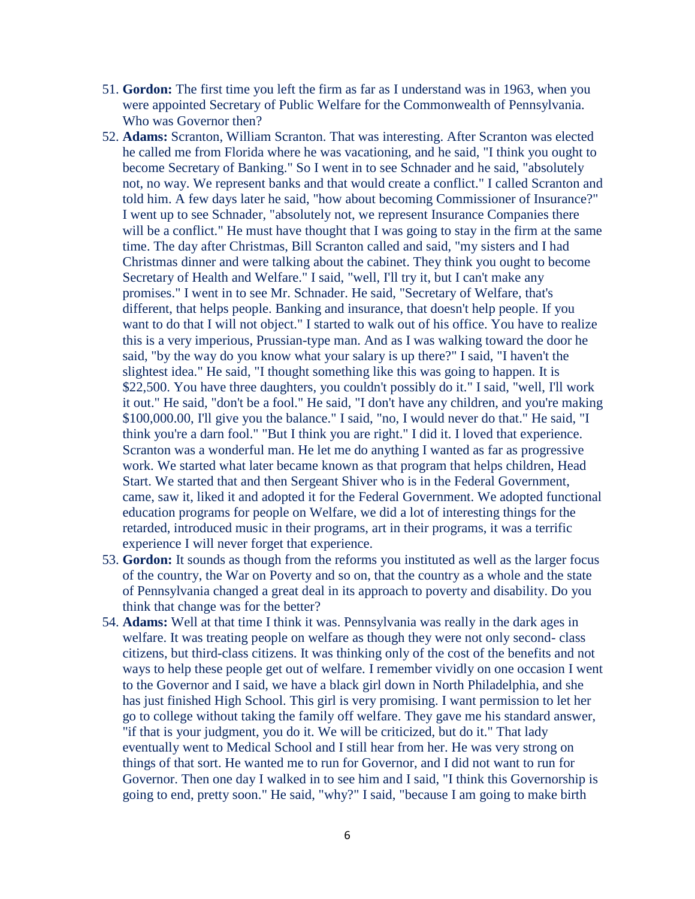51. **Gordon:** The first time you left the firm as far as I understand was in 1963, when you were appointed Secretary of Public Welfare for the Commonwealth of Pennsylvania. Who was Governor then?
52. **Adams:** Scranton, William Scranton. That was interesting. After Scranton was elected he called me from Florida where he was vacationing, and he said, "I think you ought to become Secretary of Banking." So I went in to see Schnader and he said, "absolutely not, no way. We represent banks and that would create a conflict." I called Scranton and told him. A few days later he said, "how about becoming Commissioner of Insurance?" I went up to see Schnader, "absolutely not, we represent Insurance Companies there will be a conflict." He must have thought that I was going to stay in the firm at the same time. The day after Christmas, Bill Scranton called and said, "my sisters and I had Christmas dinner and were talking about the cabinet. They think you ought to become Secretary of Health and Welfare." I said, "well, I'll try it, but I can't make any promises." I went in to see Mr. Schnader. He said, "Secretary of Welfare, that's different, that helps people. Banking and insurance, that doesn't help people. If you want to do that I will not object." I started to walk out of his office. You have to realize this is a very imperious, Prussian-type man. And as I was walking toward the door he said, "by the way do you know what your salary is up there?" I said, "I haven't the slightest idea." He said, "I thought something like this was going to happen. It is $22,500. You have three daughters, you couldn't possibly do it." I said, "well, I'll work it out." He said, "don't be a fool." He said, "I don't have any children, and you're making $100,000.00, I'll give you the balance." I said, "no, I would never do that." He said, "I think you're a darn fool." "But I think you are right." I did it. I loved that experience. Scranton was a wonderful man. He let me do anything I wanted as far as progressive work. We started what later became known as that program that helps children, Head Start. We started that and then Sergeant Shiver who is in the Federal Government, came, saw it, liked it and adopted it for the Federal Government. We adopted functional education programs for people on Welfare, we did a lot of interesting things for the retarded, introduced music in their programs, art in their programs, it was a terrific experience I will never forget that experience.
53. **Gordon:** It sounds as though from the reforms you instituted as well as the larger focus of the country, the War on Poverty and so on, that the country as a whole and the state of Pennsylvania changed a great deal in its approach to poverty and disability. Do you think that change was for the better?
54. **Adams:** Well at that time I think it was. Pennsylvania was really in the dark ages in welfare. It was treating people on welfare as though they were not only second- class citizens, but third-class citizens. It was thinking only of the cost of the benefits and not ways to help these people get out of welfare. I remember vividly on one occasion I went to the Governor and I said, we have a black girl down in North Philadelphia, and she has just finished High School. This girl is very promising. I want permission to let her go to college without taking the family off welfare. They gave me his standard answer, "if that is your judgment, you do it. We will be criticized, but do it." That lady eventually went to Medical School and I still hear from her. He was very strong on things of that sort. He wanted me to run for Governor, and I did not want to run for Governor. Then one day I walked in to see him and I said, "I think this Governorship is going to end, pretty soon." He said, "why?" I said, "because I am going to make birth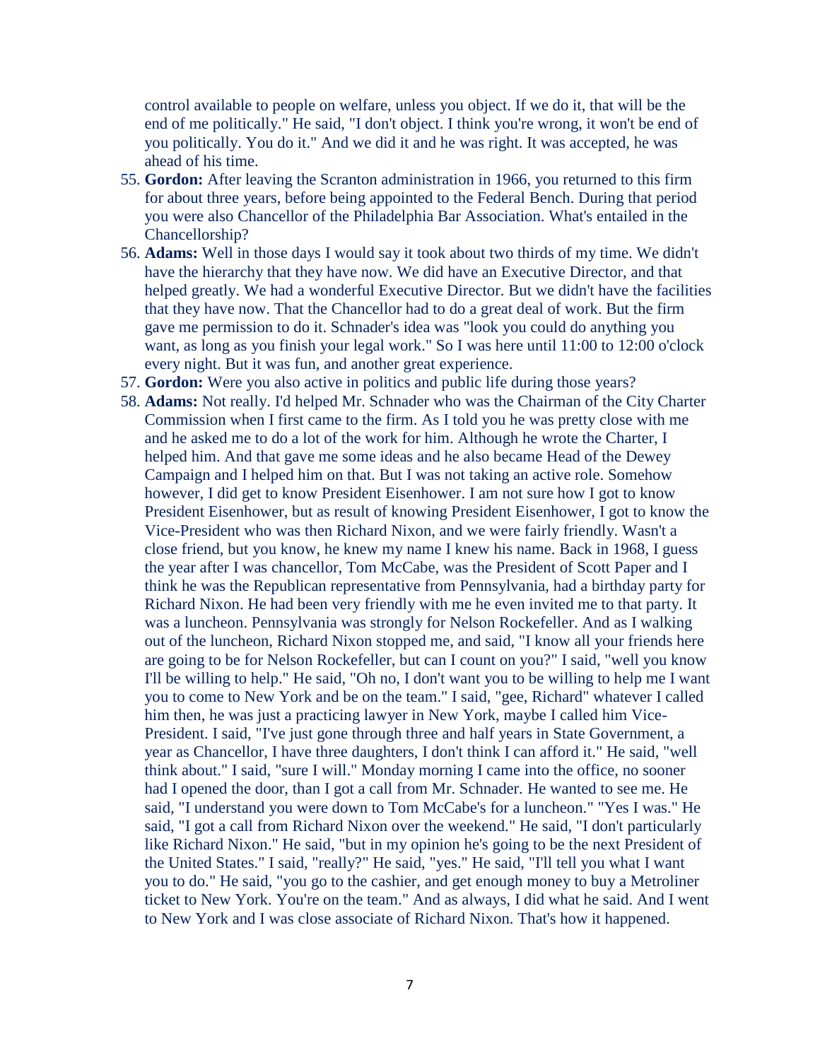control available to people on welfare, unless you object. If we do it, that will be the end of me politically." He said, "I don't object. I think you're wrong, it won't be end of you politically. You do it." And we did it and he was right. It was accepted, he was ahead of his time.

55. **Gordon:** After leaving the Scranton administration in 1966, you returned to this firm for about three years, before being appointed to the Federal Bench. During that period you were also Chancellor of the Philadelphia Bar Association. What's entailed in the Chancellorship?
56. **Adams:** Well in those days I would say it took about two thirds of my time. We didn't have the hierarchy that they have now. We did have an Executive Director, and that helped greatly. We had a wonderful Executive Director. But we didn't have the facilities that they have now. That the Chancellor had to do a great deal of work. But the firm gave me permission to do it. Schnader's idea was "look you could do anything you want, as long as you finish your legal work." So I was here until 11:00 to 12:00 o'clock every night. But it was fun, and another great experience.
57. **Gordon:** Were you also active in politics and public life during those years?
58. **Adams:** Not really. I'd helped Mr. Schnader who was the Chairman of the City Charter Commission when I first came to the firm. As I told you he was pretty close with me and he asked me to do a lot of the work for him. Although he wrote the Charter, I helped him. And that gave me some ideas and he also became Head of the Dewey Campaign and I helped him on that. But I was not taking an active role. Somehow however, I did get to know President Eisenhower. I am not sure how I got to know President Eisenhower, but as result of knowing President Eisenhower, I got to know the Vice-President who was then Richard Nixon, and we were fairly friendly. Wasn't a close friend, but you know, he knew my name I knew his name. Back in 1968, I guess the year after I was chancellor, Tom McCabe, was the President of Scott Paper and I think he was the Republican representative from Pennsylvania, had a birthday party for Richard Nixon. He had been very friendly with me he even invited me to that party. It was a luncheon. Pennsylvania was strongly for Nelson Rockefeller. And as I walking out of the luncheon, Richard Nixon stopped me, and said, "I know all your friends here are going to be for Nelson Rockefeller, but can I count on you?" I said, "well you know I'll be willing to help." He said, "Oh no, I don't want you to be willing to help me I want you to come to New York and be on the team." I said, "gee, Richard" whatever I called him then, he was just a practicing lawyer in New York, maybe I called him Vice-President. I said, "I've just gone through three and half years in State Government, a year as Chancellor, I have three daughters, I don't think I can afford it." He said, "well think about." I said, "sure I will." Monday morning I came into the office, no sooner had I opened the door, than I got a call from Mr. Schnader. He wanted to see me. He said, "I understand you were down to Tom McCabe's for a luncheon." "Yes I was." He said, "I got a call from Richard Nixon over the weekend." He said, "I don't particularly like Richard Nixon." He said, "but in my opinion he's going to be the next President of the United States." I said, "really?" He said, "yes." He said, "I'll tell you what I want you to do." He said, "you go to the cashier, and get enough money to buy a Metroliner ticket to New York. You're on the team." And as always, I did what he said. And I went to New York and I was close associate of Richard Nixon. That's how it happened.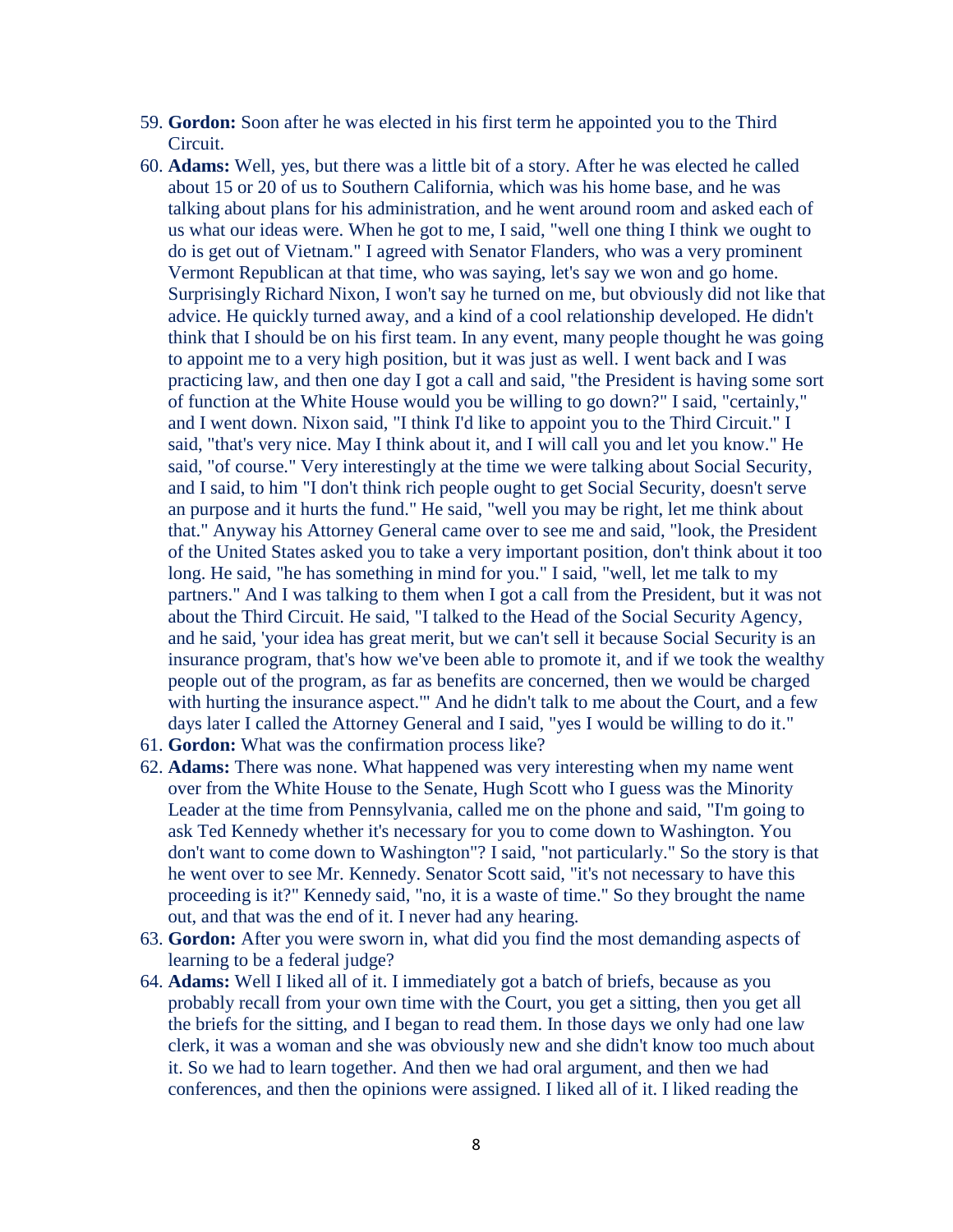59. **Gordon:** Soon after he was elected in his first term he appointed you to the Third Circuit.
60. **Adams:** Well, yes, but there was a little bit of a story. After he was elected he called about 15 or 20 of us to Southern California, which was his home base, and he was talking about plans for his administration, and he went around room and asked each of us what our ideas were. When he got to me, I said, "well one thing I think we ought to do is get out of Vietnam." I agreed with Senator Flanders, who was a very prominent Vermont Republican at that time, who was saying, let's say we won and go home. Surprisingly Richard Nixon, I won't say he turned on me, but obviously did not like that advice. He quickly turned away, and a kind of a cool relationship developed. He didn't think that I should be on his first team. In any event, many people thought he was going to appoint me to a very high position, but it was just as well. I went back and I was practicing law, and then one day I got a call and said, "the President is having some sort of function at the White House would you be willing to go down?" I said, "certainly," and I went down. Nixon said, "I think I'd like to appoint you to the Third Circuit." I said, "that's very nice. May I think about it, and I will call you and let you know." He said, "of course." Very interestingly at the time we were talking about Social Security, and I said, to him "I don't think rich people ought to get Social Security, doesn't serve an purpose and it hurts the fund." He said, "well you may be right, let me think about that." Anyway his Attorney General came over to see me and said, "look, the President of the United States asked you to take a very important position, don't think about it too long. He said, "he has something in mind for you." I said, "well, let me talk to my partners." And I was talking to them when I got a call from the President, but it was not about the Third Circuit. He said, "I talked to the Head of the Social Security Agency, and he said, 'your idea has great merit, but we can't sell it because Social Security is an insurance program, that's how we've been able to promote it, and if we took the wealthy people out of the program, as far as benefits are concerned, then we would be charged with hurting the insurance aspect.'" And he didn't talk to me about the Court, and a few days later I called the Attorney General and I said, "yes I would be willing to do it."
61. **Gordon:** What was the confirmation process like?
62. **Adams:** There was none. What happened was very interesting when my name went over from the White House to the Senate, Hugh Scott who I guess was the Minority Leader at the time from Pennsylvania, called me on the phone and said, "I'm going to ask Ted Kennedy whether it's necessary for you to come down to Washington. You don't want to come down to Washington"? I said, "not particularly." So the story is that he went over to see Mr. Kennedy. Senator Scott said, "it's not necessary to have this proceeding is it?" Kennedy said, "no, it is a waste of time." So they brought the name out, and that was the end of it. I never had any hearing.
63. **Gordon:** After you were sworn in, what did you find the most demanding aspects of learning to be a federal judge?
64. **Adams:** Well I liked all of it. I immediately got a batch of briefs, because as you probably recall from your own time with the Court, you get a sitting, then you get all the briefs for the sitting, and I began to read them. In those days we only had one law clerk, it was a woman and she was obviously new and she didn't know too much about it. So we had to learn together. And then we had oral argument, and then we had conferences, and then the opinions were assigned. I liked all of it. I liked reading the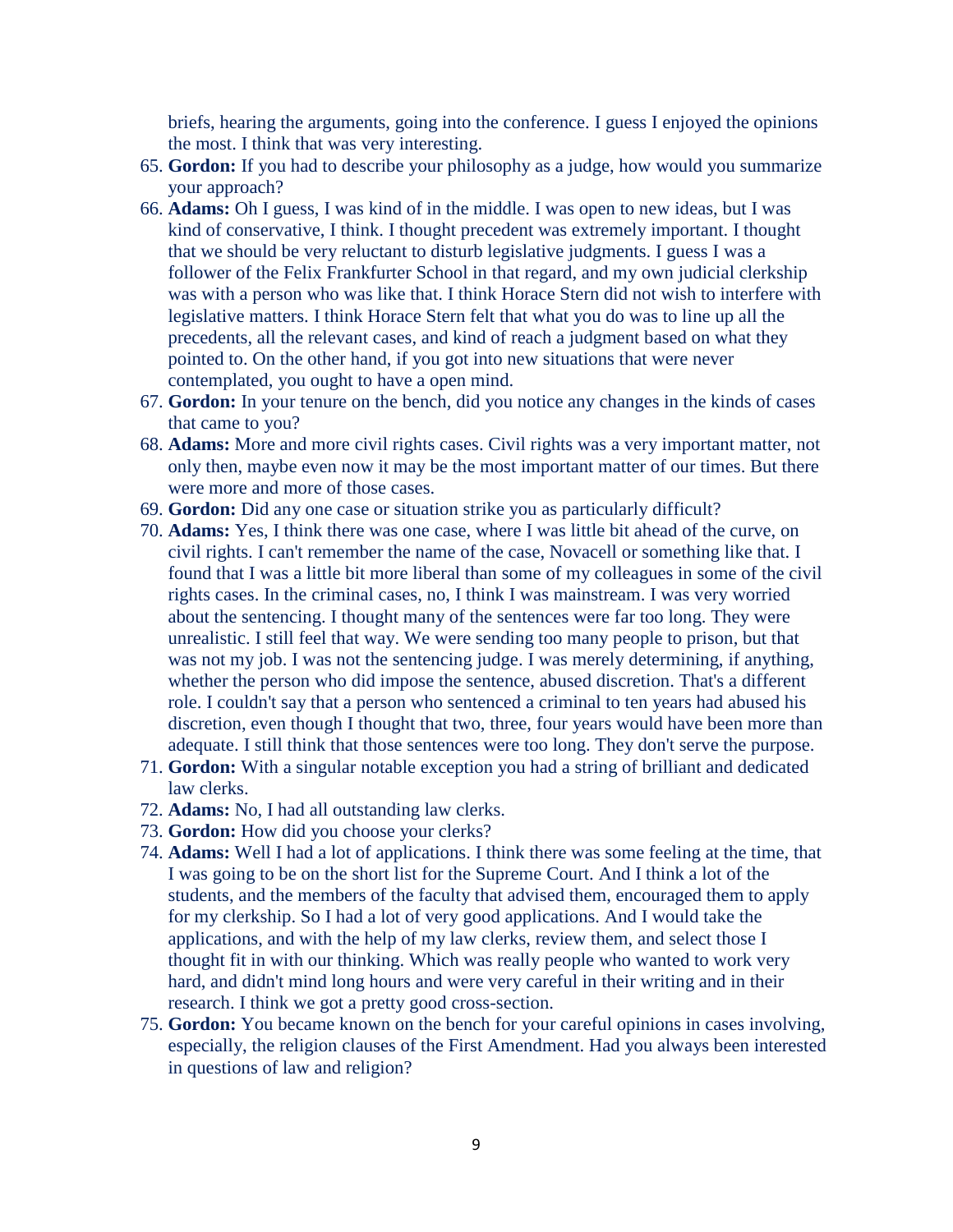briefs, hearing the arguments, going into the conference. I guess I enjoyed the opinions the most. I think that was very interesting.

65. **Gordon:** If you had to describe your philosophy as a judge, how would you summarize your approach?
66. **Adams:** Oh I guess, I was kind of in the middle. I was open to new ideas, but I was kind of conservative, I think. I thought precedent was extremely important. I thought that we should be very reluctant to disturb legislative judgments. I guess I was a follower of the Felix Frankfurter School in that regard, and my own judicial clerkship was with a person who was like that. I think Horace Stern did not wish to interfere with legislative matters. I think Horace Stern felt that what you do was to line up all the precedents, all the relevant cases, and kind of reach a judgment based on what they pointed to. On the other hand, if you got into new situations that were never contemplated, you ought to have a open mind.
67. **Gordon:** In your tenure on the bench, did you notice any changes in the kinds of cases that came to you?
68. **Adams:** More and more civil rights cases. Civil rights was a very important matter, not only then, maybe even now it may be the most important matter of our times. But there were more and more of those cases.
69. **Gordon:** Did any one case or situation strike you as particularly difficult?
70. **Adams:** Yes, I think there was one case, where I was little bit ahead of the curve, on civil rights. I can't remember the name of the case, Novacell or something like that. I found that I was a little bit more liberal than some of my colleagues in some of the civil rights cases. In the criminal cases, no, I think I was mainstream. I was very worried about the sentencing. I thought many of the sentences were far too long. They were unrealistic. I still feel that way. We were sending too many people to prison, but that was not my job. I was not the sentencing judge. I was merely determining, if anything, whether the person who did impose the sentence, abused discretion. That's a different role. I couldn't say that a person who sentenced a criminal to ten years had abused his discretion, even though I thought that two, three, four years would have been more than adequate. I still think that those sentences were too long. They don't serve the purpose.
71. **Gordon:** With a singular notable exception you had a string of brilliant and dedicated law clerks.
72. **Adams:** No, I had all outstanding law clerks.
73. **Gordon:** How did you choose your clerks?
74. **Adams:** Well I had a lot of applications. I think there was some feeling at the time, that I was going to be on the short list for the Supreme Court. And I think a lot of the students, and the members of the faculty that advised them, encouraged them to apply for my clerkship. So I had a lot of very good applications. And I would take the applications, and with the help of my law clerks, review them, and select those I thought fit in with our thinking. Which was really people who wanted to work very hard, and didn't mind long hours and were very careful in their writing and in their research. I think we got a pretty good cross-section.
75. **Gordon:** You became known on the bench for your careful opinions in cases involving, especially, the religion clauses of the First Amendment. Had you always been interested in questions of law and religion?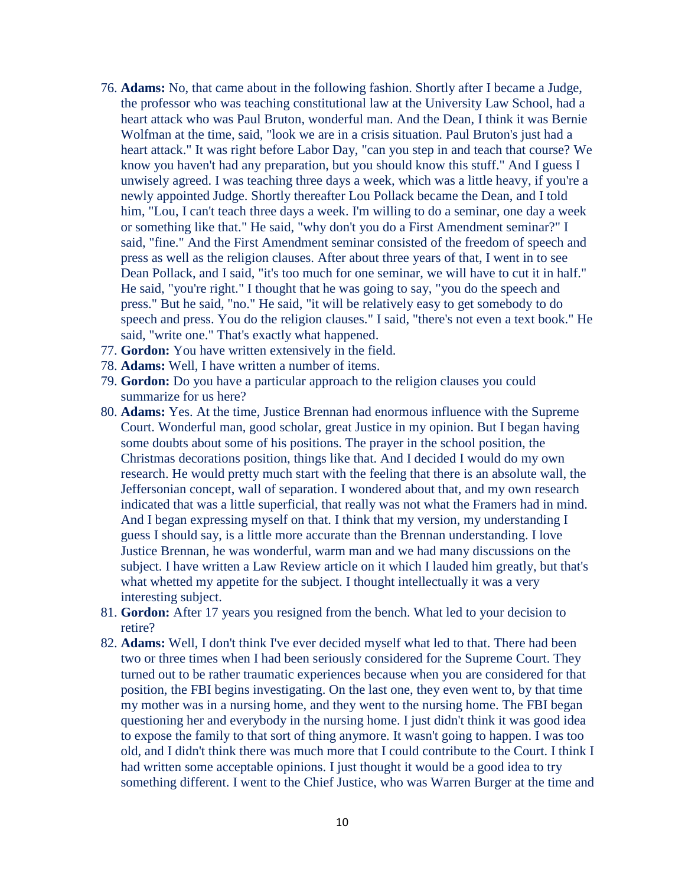76. **Adams:** No, that came about in the following fashion. Shortly after I became a Judge, the professor who was teaching constitutional law at the University Law School, had a heart attack who was Paul Bruton, wonderful man. And the Dean, I think it was Bernie Wolfman at the time, said, "look we are in a crisis situation. Paul Bruton's just had a heart attack." It was right before Labor Day, "can you step in and teach that course? We know you haven't had any preparation, but you should know this stuff." And I guess I unwisely agreed. I was teaching three days a week, which was a little heavy, if you're a newly appointed Judge. Shortly thereafter Lou Pollack became the Dean, and I told him, "Lou, I can't teach three days a week. I'm willing to do a seminar, one day a week or something like that." He said, "why don't you do a First Amendment seminar?" I said, "fine." And the First Amendment seminar consisted of the freedom of speech and press as well as the religion clauses. After about three years of that, I went in to see Dean Pollack, and I said, "it's too much for one seminar, we will have to cut it in half." He said, "you're right." I thought that he was going to say, "you do the speech and press." But he said, "no." He said, "it will be relatively easy to get somebody to do speech and press. You do the religion clauses." I said, "there's not even a text book." He said, "write one." That's exactly what happened.
77. **Gordon:** You have written extensively in the field.
78. **Adams:** Well, I have written a number of items.
79. **Gordon:** Do you have a particular approach to the religion clauses you could summarize for us here?
80. **Adams:** Yes. At the time, Justice Brennan had enormous influence with the Supreme Court. Wonderful man, good scholar, great Justice in my opinion. But I began having some doubts about some of his positions. The prayer in the school position, the Christmas decorations position, things like that. And I decided I would do my own research. He would pretty much start with the feeling that there is an absolute wall, the Jeffersonian concept, wall of separation. I wondered about that, and my own research indicated that was a little superficial, that really was not what the Framers had in mind. And I began expressing myself on that. I think that my version, my understanding I guess I should say, is a little more accurate than the Brennan understanding. I love Justice Brennan, he was wonderful, warm man and we had many discussions on the subject. I have written a Law Review article on it which I lauded him greatly, but that's what whetted my appetite for the subject. I thought intellectually it was a very interesting subject.
81. **Gordon:** After 17 years you resigned from the bench. What led to your decision to retire?
82. **Adams:** Well, I don't think I've ever decided myself what led to that. There had been two or three times when I had been seriously considered for the Supreme Court. They turned out to be rather traumatic experiences because when you are considered for that position, the FBI begins investigating. On the last one, they even went to, by that time my mother was in a nursing home, and they went to the nursing home. The FBI began questioning her and everybody in the nursing home. I just didn't think it was good idea to expose the family to that sort of thing anymore. It wasn't going to happen. I was too old, and I didn't think there was much more that I could contribute to the Court. I think I had written some acceptable opinions. I just thought it would be a good idea to try something different. I went to the Chief Justice, who was Warren Burger at the time and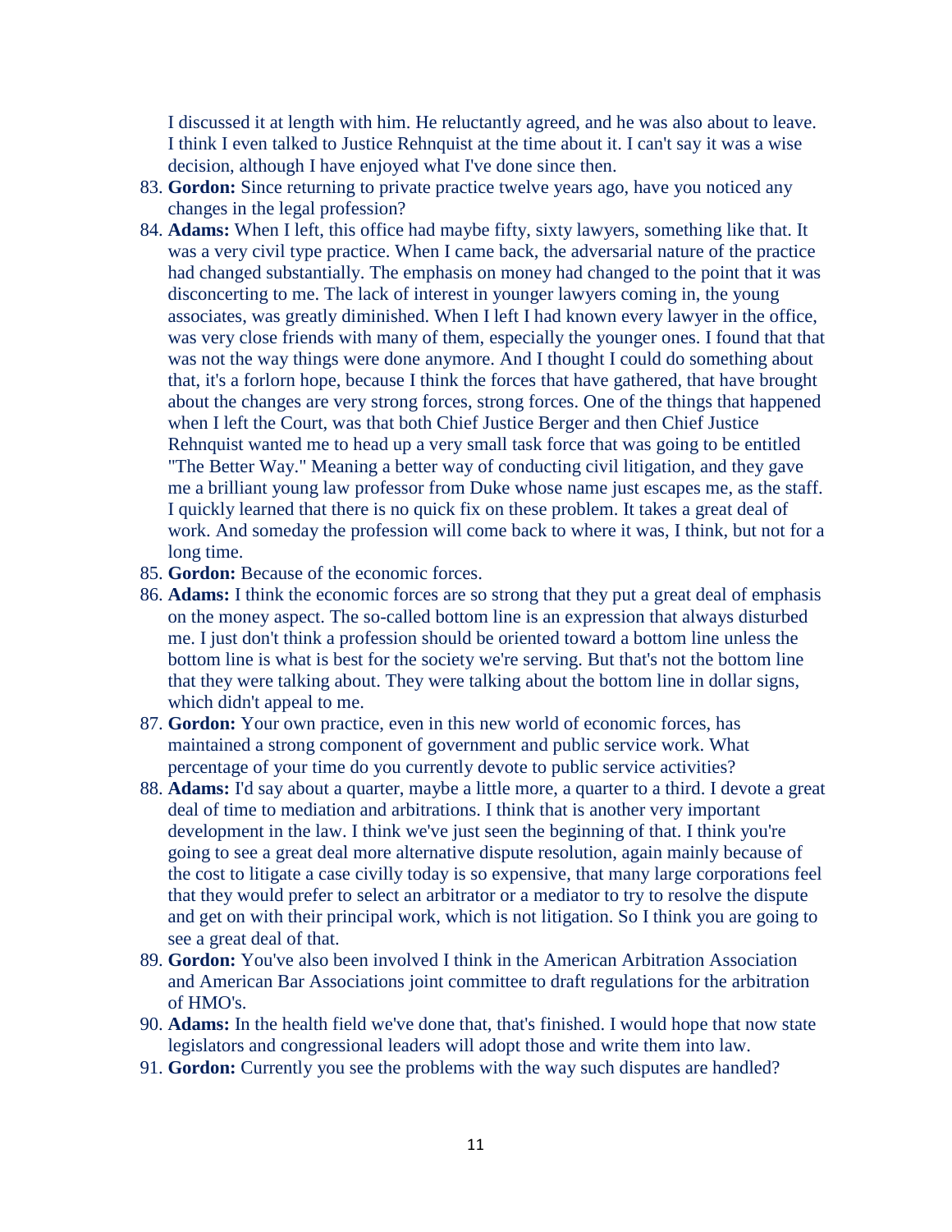I discussed it at length with him. He reluctantly agreed, and he was also about to leave. I think I even talked to Justice Rehnquist at the time about it. I can't say it was a wise decision, although I have enjoyed what I've done since then.

83. **Gordon:** Since returning to private practice twelve years ago, have you noticed any changes in the legal profession?
84. **Adams:** When I left, this office had maybe fifty, sixty lawyers, something like that. It was a very civil type practice. When I came back, the adversarial nature of the practice had changed substantially. The emphasis on money had changed to the point that it was disconcerting to me. The lack of interest in younger lawyers coming in, the young associates, was greatly diminished. When I left I had known every lawyer in the office, was very close friends with many of them, especially the younger ones. I found that that was not the way things were done anymore. And I thought I could do something about that, it's a forlorn hope, because I think the forces that have gathered, that have brought about the changes are very strong forces, strong forces. One of the things that happened when I left the Court, was that both Chief Justice Berger and then Chief Justice Rehnquist wanted me to head up a very small task force that was going to be entitled "The Better Way." Meaning a better way of conducting civil litigation, and they gave me a brilliant young law professor from Duke whose name just escapes me, as the staff. I quickly learned that there is no quick fix on these problem. It takes a great deal of work. And someday the profession will come back to where it was, I think, but not for a long time.
85. **Gordon:** Because of the economic forces.
86. **Adams:** I think the economic forces are so strong that they put a great deal of emphasis on the money aspect. The so-called bottom line is an expression that always disturbed me. I just don't think a profession should be oriented toward a bottom line unless the bottom line is what is best for the society we're serving. But that's not the bottom line that they were talking about. They were talking about the bottom line in dollar signs, which didn't appeal to me.
87. **Gordon:** Your own practice, even in this new world of economic forces, has maintained a strong component of government and public service work. What percentage of your time do you currently devote to public service activities?
88. **Adams:** I'd say about a quarter, maybe a little more, a quarter to a third. I devote a great deal of time to mediation and arbitrations. I think that is another very important development in the law. I think we've just seen the beginning of that. I think you're going to see a great deal more alternative dispute resolution, again mainly because of the cost to litigate a case civilly today is so expensive, that many large corporations feel that they would prefer to select an arbitrator or a mediator to try to resolve the dispute and get on with their principal work, which is not litigation. So I think you are going to see a great deal of that.
89. **Gordon:** You've also been involved I think in the American Arbitration Association and American Bar Associations joint committee to draft regulations for the arbitration of HMO's.
90. **Adams:** In the health field we've done that, that's finished. I would hope that now state legislators and congressional leaders will adopt those and write them into law.
91. **Gordon:** Currently you see the problems with the way such disputes are handled?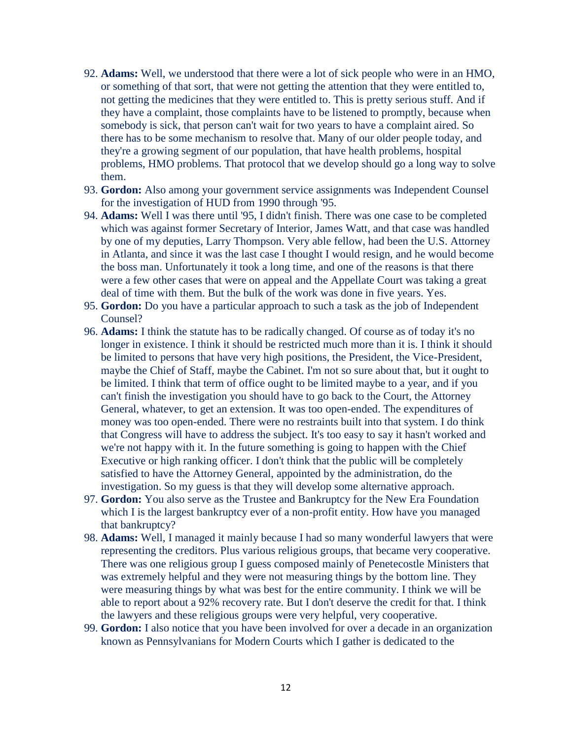92. **Adams:** Well, we understood that there were a lot of sick people who were in an HMO, or something of that sort, that were not getting the attention that they were entitled to, not getting the medicines that they were entitled to. This is pretty serious stuff. And if they have a complaint, those complaints have to be listened to promptly, because when somebody is sick, that person can't wait for two years to have a complaint aired. So there has to be some mechanism to resolve that. Many of our older people today, and they're a growing segment of our population, that have health problems, hospital problems, HMO problems. That protocol that we develop should go a long way to solve them.
93. **Gordon:** Also among your government service assignments was Independent Counsel for the investigation of HUD from 1990 through '95.
94. **Adams:** Well I was there until '95, I didn't finish. There was one case to be completed which was against former Secretary of Interior, James Watt, and that case was handled by one of my deputies, Larry Thompson. Very able fellow, had been the U.S. Attorney in Atlanta, and since it was the last case I thought I would resign, and he would become the boss man. Unfortunately it took a long time, and one of the reasons is that there were a few other cases that were on appeal and the Appellate Court was taking a great deal of time with them. But the bulk of the work was done in five years. Yes.
95. **Gordon:** Do you have a particular approach to such a task as the job of Independent Counsel?
96. **Adams:** I think the statute has to be radically changed. Of course as of today it's no longer in existence. I think it should be restricted much more than it is. I think it should be limited to persons that have very high positions, the President, the Vice-President, maybe the Chief of Staff, maybe the Cabinet. I'm not so sure about that, but it ought to be limited. I think that term of office ought to be limited maybe to a year, and if you can't finish the investigation you should have to go back to the Court, the Attorney General, whatever, to get an extension. It was too open-ended. The expenditures of money was too open-ended. There were no restraints built into that system. I do think that Congress will have to address the subject. It's too easy to say it hasn't worked and we're not happy with it. In the future something is going to happen with the Chief Executive or high ranking officer. I don't think that the public will be completely satisfied to have the Attorney General, appointed by the administration, do the investigation. So my guess is that they will develop some alternative approach.
97. **Gordon:** You also serve as the Trustee and Bankruptcy for the New Era Foundation which I is the largest bankruptcy ever of a non-profit entity. How have you managed that bankruptcy?
98. **Adams:** Well, I managed it mainly because I had so many wonderful lawyers that were representing the creditors. Plus various religious groups, that became very cooperative. There was one religious group I guess composed mainly of Penetecostle Ministers that was extremely helpful and they were not measuring things by the bottom line. They were measuring things by what was best for the entire community. I think we will be able to report about a 92% recovery rate. But I don't deserve the credit for that. I think the lawyers and these religious groups were very helpful, very cooperative.
99. **Gordon:** I also notice that you have been involved for over a decade in an organization known as Pennsylvanians for Modern Courts which I gather is dedicated to the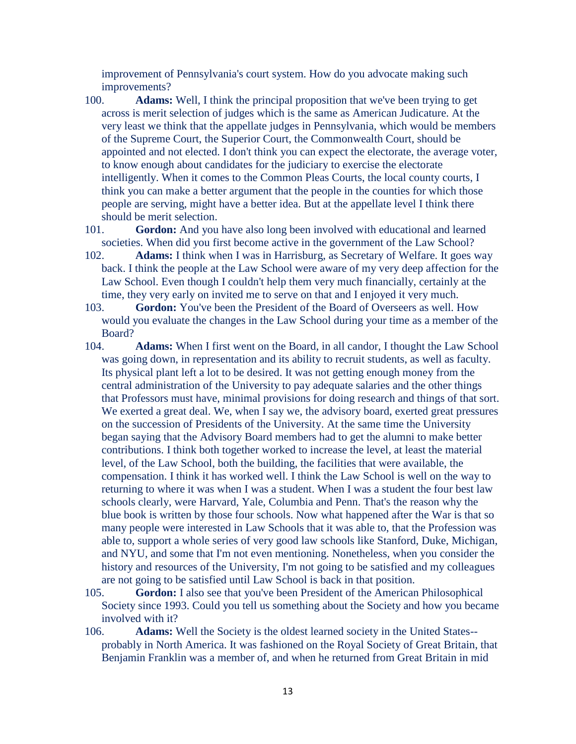improvement of Pennsylvania's court system. How do you advocate making such improvements?

100. **Adams:** Well, I think the principal proposition that we've been trying to get across is merit selection of judges which is the same as American Judicature. At the very least we think that the appellate judges in Pennsylvania, which would be members of the Supreme Court, the Superior Court, the Commonwealth Court, should be appointed and not elected. I don't think you can expect the electorate, the average voter, to know enough about candidates for the judiciary to exercise the electorate intelligently. When it comes to the Common Pleas Courts, the local county courts, I think you can make a better argument that the people in the counties for which those people are serving, might have a better idea. But at the appellate level I think there should be merit selection.

101. **Gordon:** And you have also long been involved with educational and learned societies. When did you first become active in the government of the Law School?

102. **Adams:** I think when I was in Harrisburg, as Secretary of Welfare. It goes way back. I think the people at the Law School were aware of my very deep affection for the Law School. Even though I couldn't help them very much financially, certainly at the time, they very early on invited me to serve on that and I enjoyed it very much.

103. **Gordon:** You've been the President of the Board of Overseers as well. How would you evaluate the changes in the Law School during your time as a member of the Board?

104. **Adams:** When I first went on the Board, in all candor, I thought the Law School was going down, in representation and its ability to recruit students, as well as faculty. Its physical plant left a lot to be desired. It was not getting enough money from the central administration of the University to pay adequate salaries and the other things that Professors must have, minimal provisions for doing research and things of that sort. We exerted a great deal. We, when I say we, the advisory board, exerted great pressures on the succession of Presidents of the University. At the same time the University began saying that the Advisory Board members had to get the alumni to make better contributions. I think both together worked to increase the level, at least the material level, of the Law School, both the building, the facilities that were available, the compensation. I think it has worked well. I think the Law School is well on the way to returning to where it was when I was a student. When I was a student the four best law schools clearly, were Harvard, Yale, Columbia and Penn. That's the reason why the blue book is written by those four schools. Now what happened after the War is that so many people were interested in Law Schools that it was able to, that the Profession was able to, support a whole series of very good law schools like Stanford, Duke, Michigan, and NYU, and some that I'm not even mentioning. Nonetheless, when you consider the history and resources of the University, I'm not going to be satisfied and my colleagues are not going to be satisfied until Law School is back in that position.

105. **Gordon:** I also see that you've been President of the American Philosophical Society since 1993. Could you tell us something about the Society and how you became involved with it?

106. **Adams:** Well the Society is the oldest learned society in the United States--probably in North America. It was fashioned on the Royal Society of Great Britain, that Benjamin Franklin was a member of, and when he returned from Great Britain in mid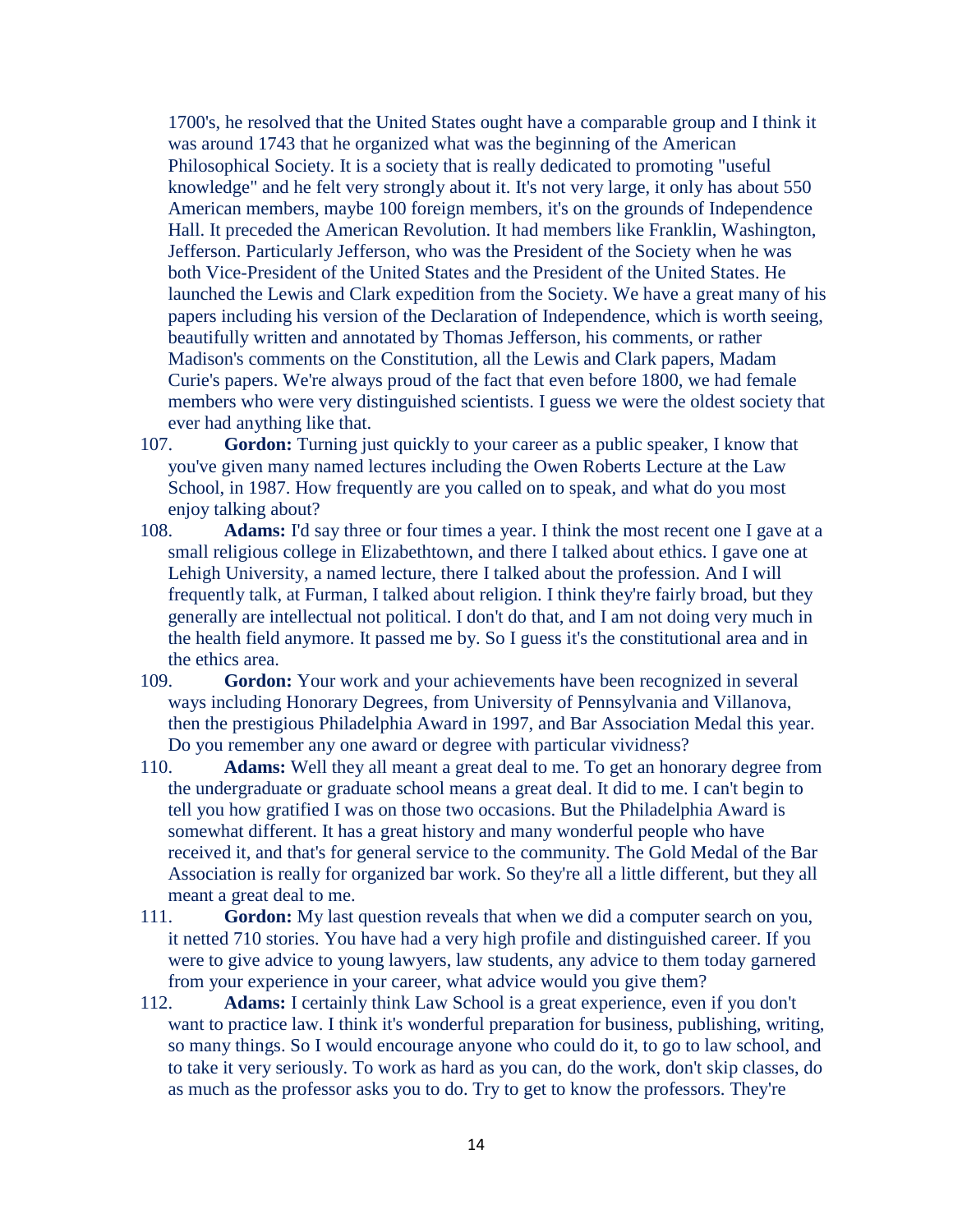1700's, he resolved that the United States ought have a comparable group and I think it was around 1743 that he organized what was the beginning of the American Philosophical Society. It is a society that is really dedicated to promoting "useful knowledge" and he felt very strongly about it. It's not very large, it only has about 550 American members, maybe 100 foreign members, it's on the grounds of Independence Hall. It preceded the American Revolution. It had members like Franklin, Washington, Jefferson. Particularly Jefferson, who was the President of the Society when he was both Vice-President of the United States and the President of the United States. He launched the Lewis and Clark expedition from the Society. We have a great many of his papers including his version of the Declaration of Independence, which is worth seeing, beautifully written and annotated by Thomas Jefferson, his comments, or rather Madison's comments on the Constitution, all the Lewis and Clark papers, Madam Curie's papers. We're always proud of the fact that even before 1800, we had female members who were very distinguished scientists. I guess we were the oldest society that ever had anything like that.

107. **Gordon:** Turning just quickly to your career as a public speaker, I know that you've given many named lectures including the Owen Roberts Lecture at the Law School, in 1987. How frequently are you called on to speak, and what do you most enjoy talking about?

108. **Adams:** I'd say three or four times a year. I think the most recent one I gave at a small religious college in Elizabethtown, and there I talked about ethics. I gave one at Lehigh University, a named lecture, there I talked about the profession. And I will frequently talk, at Furman, I talked about religion. I think they're fairly broad, but they generally are intellectual not political. I don't do that, and I am not doing very much in the health field anymore. It passed me by. So I guess it's the constitutional area and in the ethics area.

109. **Gordon:** Your work and your achievements have been recognized in several ways including Honorary Degrees, from University of Pennsylvania and Villanova, then the prestigious Philadelphia Award in 1997, and Bar Association Medal this year. Do you remember any one award or degree with particular vividness?

110. **Adams:** Well they all meant a great deal to me. To get an honorary degree from the undergraduate or graduate school means a great deal. It did to me. I can't begin to tell you how gratified I was on those two occasions. But the Philadelphia Award is somewhat different. It has a great history and many wonderful people who have received it, and that's for general service to the community. The Gold Medal of the Bar Association is really for organized bar work. So they're all a little different, but they all meant a great deal to me.

111. **Gordon:** My last question reveals that when we did a computer search on you, it netted 710 stories. You have had a very high profile and distinguished career. If you were to give advice to young lawyers, law students, any advice to them today garnered from your experience in your career, what advice would you give them?

112. **Adams:** I certainly think Law School is a great experience, even if you don't want to practice law. I think it's wonderful preparation for business, publishing, writing, so many things. So I would encourage anyone who could do it, to go to law school, and to take it very seriously. To work as hard as you can, do the work, don't skip classes, do as much as the professor asks you to do. Try to get to know the professors. They're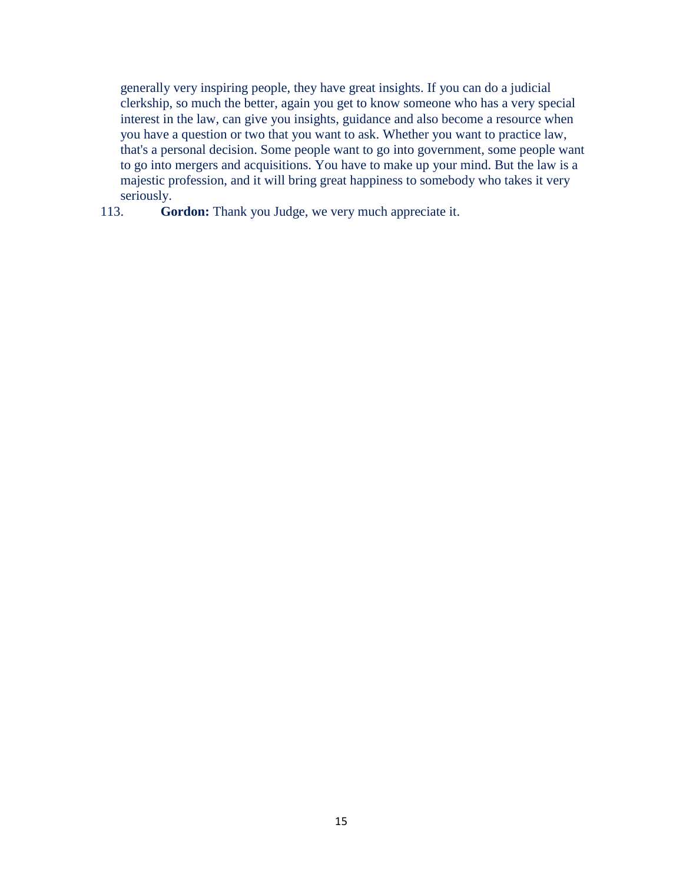generally very inspiring people, they have great insights. If you can do a judicial clerkship, so much the better, again you get to know someone who has a very special interest in the law, can give you insights, guidance and also become a resource when you have a question or two that you want to ask. Whether you want to practice law, that's a personal decision. Some people want to go into government, some people want to go into mergers and acquisitions. You have to make up your mind. But the law is a majestic profession, and it will bring great happiness to somebody who takes it very seriously.

113. **Gordon:** Thank you Judge, we very much appreciate it.